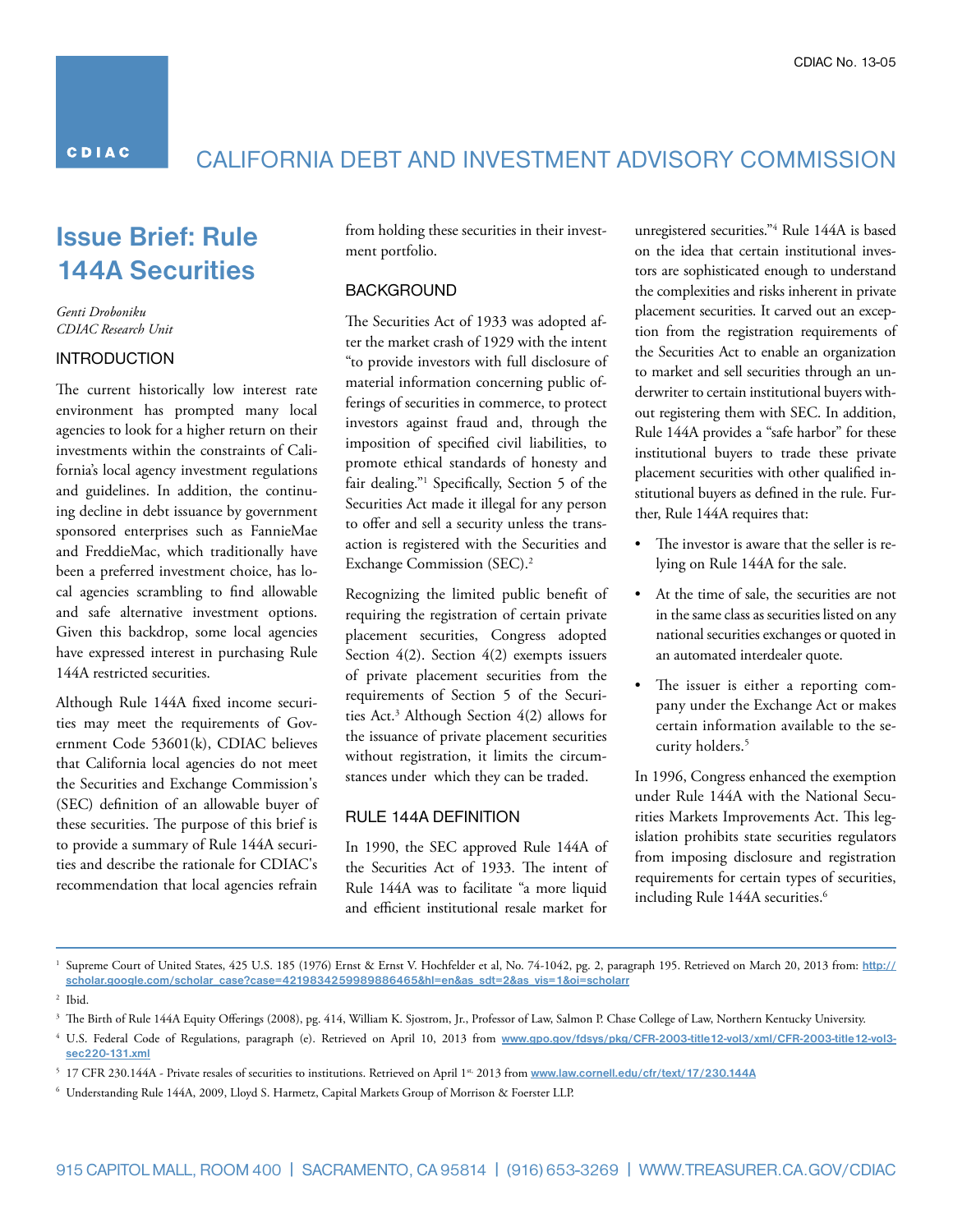CDIAC No. 13-05

# CALIFORNIA DEBT AND INVESTMENT ADVISORY COMMISSION

## Issue Brief: Rule 144A Securities

*Genti Droboniku*
*CDIAC Research Unit*

### INTRODUCTION

The current historically low interest rate environment has prompted many local agencies to look for a higher return on their investments within the constraints of California's local agency investment regulations and guidelines. In addition, the continuing decline in debt issuance by government sponsored enterprises such as FannieMae and FreddieMac, which traditionally have been a preferred investment choice, has local agencies scrambling to find allowable and safe alternative investment options. Given this backdrop, some local agencies have expressed interest in purchasing Rule 144A restricted securities.

Although Rule 144A fixed income securities may meet the requirements of Government Code 53601(k), CDIAC believes that California local agencies do not meet the Securities and Exchange Commission's (SEC) definition of an allowable buyer of these securities. The purpose of this brief is to provide a summary of Rule 144A securities and describe the rationale for CDIAC's recommendation that local agencies refrain from holding these securities in their investment portfolio.

### BACKGROUND

The Securities Act of 1933 was adopted after the market crash of 1929 with the intent "to provide investors with full disclosure of material information concerning public offerings of securities in commerce, to protect investors against fraud and, through the imposition of specified civil liabilities, to promote ethical standards of honesty and fair dealing."[1] Specifically, Section 5 of the Securities Act made it illegal for any person to offer and sell a security unless the transaction is registered with the Securities and Exchange Commission (SEC).[2]

Recognizing the limited public benefit of requiring the registration of certain private placement securities, Congress adopted Section 4(2). Section 4(2) exempts issuers of private placement securities from the requirements of Section 5 of the Securities Act.[3] Although Section 4(2) allows for the issuance of private placement securities without registration, it limits the circumstances under which they can be traded.

### RULE 144A DEFINITION

In 1990, the SEC approved Rule 144A of the Securities Act of 1933. The intent of Rule 144A was to facilitate "a more liquid and efficient institutional resale market for unregistered securities."[4] Rule 144A is based on the idea that certain institutional investors are sophisticated enough to understand the complexities and risks inherent in private placement securities. It carved out an exception from the registration requirements of the Securities Act to enable an organization to market and sell securities through an underwriter to certain institutional buyers without registering them with SEC. In addition, Rule 144A provides a "safe harbor" for these institutional buyers to trade these private placement securities with other qualified institutional buyers as defined in the rule. Further, Rule 144A requires that:

- The investor is aware that the seller is relying on Rule 144A for the sale.
- At the time of sale, the securities are not in the same class as securities listed on any national securities exchanges or quoted in an automated interdealer quote.
- The issuer is either a reporting company under the Exchange Act or makes certain information available to the security holders.[5]

In 1996, Congress enhanced the exemption under Rule 144A with the National Securities Markets Improvements Act. This legislation prohibits state securities regulators from imposing disclosure and registration requirements for certain types of securities, including Rule 144A securities.[6]

---

[1] Supreme Court of United States, 425 U.S. 185 (1976) Ernst & Ernst V. Hochfelder et al, No. 74-1042, pg. 2, paragraph 195. Retrieved on March 20, 2013 from: http://scholar.google.com/scholar_case?case=4219834259989886465&hl=en&as_sdt=2&as_vis=1&oi=scholarr

[2] Ibid.

[3] The Birth of Rule 144A Equity Offerings (2008), pg. 414, William K. Sjostrom, Jr., Professor of Law, Salmon P. Chase College of Law, Northern Kentucky University.

[4] U.S. Federal Code of Regulations, paragraph (e). Retrieved on April 10, 2013 from www.gpo.gov/fdsys/pkg/CFR-2003-title12-vol3/xml/CFR-2003-title12-vol3-sec220-131.xml

[5] 17 CFR 230.144A - Private resales of securities to institutions. Retrieved on April 1st, 2013 from www.law.cornell.edu/cfr/text/17/230.144A

[6] Understanding Rule 144A, 2009, Lloyd S. Harmetz, Capital Markets Group of Morrison & Foerster LLP.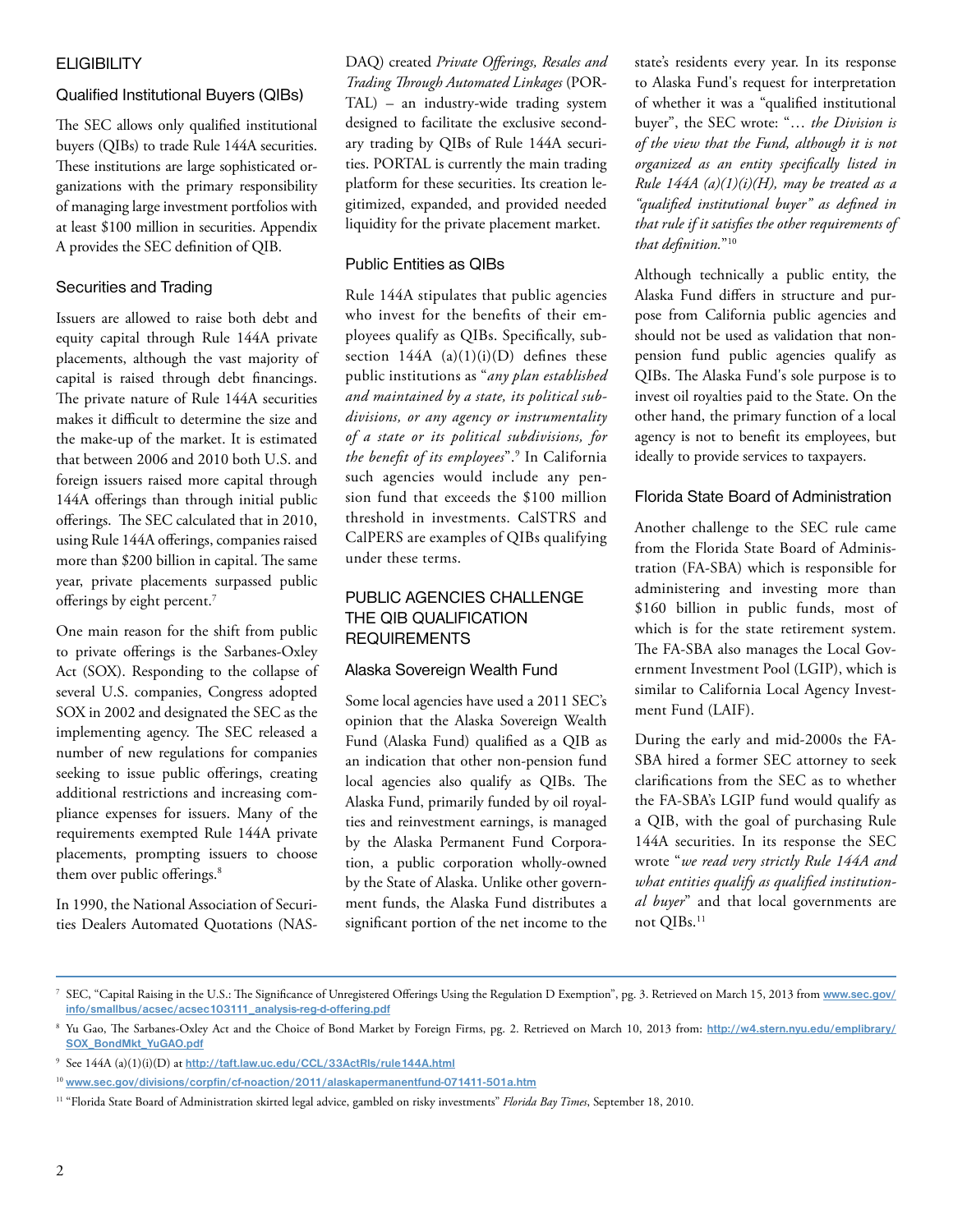## ELIGIBILITY

### Qualified Institutional Buyers (QIBs)

The SEC allows only qualified institutional buyers (QIBs) to trade Rule 144A securities. These institutions are large sophisticated organizations with the primary responsibility of managing large investment portfolios with at least $100 million in securities. Appendix A provides the SEC definition of QIB.

### Securities and Trading

Issuers are allowed to raise both debt and equity capital through Rule 144A private placements, although the vast majority of capital is raised through debt financings. The private nature of Rule 144A securities makes it difficult to determine the size and the make-up of the market. It is estimated that between 2006 and 2010 both U.S. and foreign issuers raised more capital through 144A offerings than through initial public offerings. The SEC calculated that in 2010, using Rule 144A offerings, companies raised more than $200 billion in capital. The same year, private placements surpassed public offerings by eight percent.[7]

One main reason for the shift from public to private offerings is the Sarbanes-Oxley Act (SOX). Responding to the collapse of several U.S. companies, Congress adopted SOX in 2002 and designated the SEC as the implementing agency. The SEC released a number of new regulations for companies seeking to issue public offerings, creating additional restrictions and increasing compliance expenses for issuers. Many of the requirements exempted Rule 144A private placements, prompting issuers to choose them over public offerings.[8]

In 1990, the National Association of Securities Dealers Automated Quotations (NASDAQ) created *Private Offerings, Resales and Trading Through Automated Linkages* (PORTAL) – an industry-wide trading system designed to facilitate the exclusive secondary trading by QIBs of Rule 144A securities. PORTAL is currently the main trading platform for these securities. Its creation legitimized, expanded, and provided needed liquidity for the private placement market.

### Public Entities as QIBs

Rule 144A stipulates that public agencies who invest for the benefits of their employees qualify as QIBs. Specifically, subsection 144A (a)(1)(i)(D) defines these public institutions as "*any plan established and maintained by a state, its political subdivisions, or any agency or instrumentality of a state or its political subdivisions, for the benefit of its employees*".[9] In California such agencies would include any pension fund that exceeds the $100 million threshold in investments. CalSTRS and CalPERS are examples of QIBs qualifying under these terms.

## PUBLIC AGENCIES CHALLENGE THE QIB QUALIFICATION REQUIREMENTS

### Alaska Sovereign Wealth Fund

Some local agencies have used a 2011 SEC's opinion that the Alaska Sovereign Wealth Fund (Alaska Fund) qualified as a QIB as an indication that other non-pension fund local agencies also qualify as QIBs. The Alaska Fund, primarily funded by oil royalties and reinvestment earnings, is managed by the Alaska Permanent Fund Corporation, a public corporation wholly-owned by the State of Alaska. Unlike other government funds, the Alaska Fund distributes a significant portion of the net income to the state's residents every year. In its response to Alaska Fund's request for interpretation of whether it was a "qualified institutional buyer", the SEC wrote: "*… the Division is of the view that the Fund, although it is not organized as an entity specifically listed in Rule 144A (a)(1)(i)(H), may be treated as a "qualified institutional buyer" as defined in that rule if it satisfies the other requirements of that definition.*"[10]

Although technically a public entity, the Alaska Fund differs in structure and purpose from California public agencies and should not be used as validation that non-pension fund public agencies qualify as QIBs. The Alaska Fund's sole purpose is to invest oil royalties paid to the State. On the other hand, the primary function of a local agency is not to benefit its employees, but ideally to provide services to taxpayers.

### Florida State Board of Administration

Another challenge to the SEC rule came from the Florida State Board of Administration (FA-SBA) which is responsible for administering and investing more than $160 billion in public funds, most of which is for the state retirement system. The FA-SBA also manages the Local Government Investment Pool (LGIP), which is similar to California Local Agency Investment Fund (LAIF).

During the early and mid-2000s the FA-SBA hired a former SEC attorney to seek clarifications from the SEC as to whether the FA-SBA's LGIP fund would qualify as a QIB, with the goal of purchasing Rule 144A securities. In its response the SEC wrote "*we read very strictly Rule 144A and what entities qualify as qualified institutional buyer*" and that local governments are not QIBs.[11]

---

[7] SEC, "Capital Raising in the U.S.: The Significance of Unregistered Offerings Using the Regulation D Exemption", pg. 3. Retrieved on March 15, 2013 from www.sec.gov/info/smallbus/acsec/acsec103111_analysis-reg-d-offering.pdf

[8] Yu Gao, The Sarbanes-Oxley Act and the Choice of Bond Market by Foreign Firms, pg. 2. Retrieved on March 10, 2013 from: http://w4.stern.nyu.edu/emplibrary/SOX_BondMkt_YuGAO.pdf

[9] See 144A (a)(1)(i)(D) at http://taft.law.uc.edu/CCL/33ActRls/rule144A.html

[10] www.sec.gov/divisions/corpfin/cf-noaction/2011/alaskapermanentfund-071411-501a.htm

[11] "Florida State Board of Administration skirted legal advice, gambled on risky investments" *Florida Bay Times*, September 18, 2010.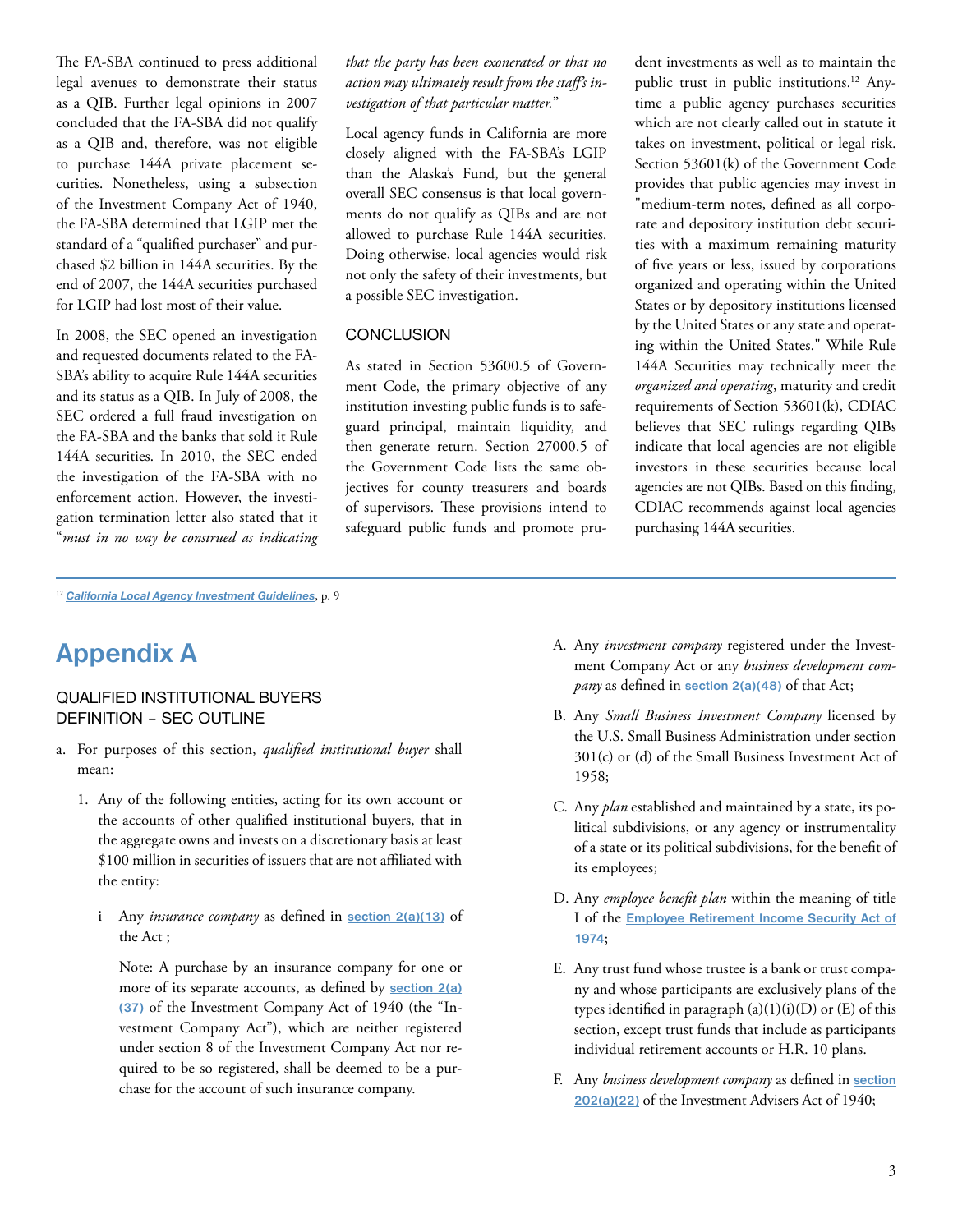The FA-SBA continued to press additional legal avenues to demonstrate their status as a QIB. Further legal opinions in 2007 concluded that the FA-SBA did not qualify as a QIB and, therefore, was not eligible to purchase 144A private placement securities. Nonetheless, using a subsection of the Investment Company Act of 1940, the FA-SBA determined that LGIP met the standard of a "qualified purchaser" and purchased $2 billion in 144A securities. By the end of 2007, the 144A securities purchased for LGIP had lost most of their value.

In 2008, the SEC opened an investigation and requested documents related to the FA-SBA's ability to acquire Rule 144A securities and its status as a QIB. In July of 2008, the SEC ordered a full fraud investigation on the FA-SBA and the banks that sold it Rule 144A securities. In 2010, the SEC ended the investigation of the FA-SBA with no enforcement action. However, the investigation termination letter also stated that it "*must in no way be construed as indicating that the party has been exonerated or that no action may ultimately result from the staff's investigation of that particular matter.*"

Local agency funds in California are more closely aligned with the FA-SBA's LGIP than the Alaska's Fund, but the general overall SEC consensus is that local governments do not qualify as QIBs and are not allowed to purchase Rule 144A securities. Doing otherwise, local agencies would risk not only the safety of their investments, but a possible SEC investigation.

## CONCLUSION

As stated in Section 53600.5 of Government Code, the primary objective of any institution investing public funds is to safeguard principal, maintain liquidity, and then generate return. Section 27000.5 of the Government Code lists the same objectives for county treasurers and boards of supervisors. These provisions intend to safeguard public funds and promote prudent investments as well as to maintain the public trust in public institutions.[12] Anytime a public agency purchases securities which are not clearly called out in statute it takes on investment, political or legal risk. Section 53601(k) of the Government Code provides that public agencies may invest in "medium-term notes, defined as all corporate and depository institution debt securities with a maximum remaining maturity of five years or less, issued by corporations organized and operating within the United States or by depository institutions licensed by the United States or any state and operating within the United States." While Rule 144A Securities may technically meet the *organized and operating*, maturity and credit requirements of Section 53601(k), CDIAC believes that SEC rulings regarding QIBs indicate that local agencies are not eligible investors in these securities because local agencies are not QIBs. Based on this finding, CDIAC recommends against local agencies purchasing 144A securities.

[12] ***California Local Agency Investment Guidelines***, p. 9

# Appendix A

## QUALIFIED INSTITUTIONAL BUYERS DEFINITION – SEC OUTLINE

a. For purposes of this section, *qualified institutional buyer* shall mean:

   1. Any of the following entities, acting for its own account or the accounts of other qualified institutional buyers, that in the aggregate owns and invests on a discretionary basis at least $100 million in securities of issuers that are not affiliated with the entity:

      i Any *insurance company* as defined in **section 2(a)(13)** of the Act ;

      Note: A purchase by an insurance company for one or more of its separate accounts, as defined by **section 2(a)(37)** of the Investment Company Act of 1940 (the "Investment Company Act"), which are neither registered under section 8 of the Investment Company Act nor required to be so registered, shall be deemed to be a purchase for the account of such insurance company.

      A. Any *investment company* registered under the Investment Company Act or any *business development company* as defined in **section 2(a)(48)** of that Act;

      B. Any *Small Business Investment Company* licensed by the U.S. Small Business Administration under section 301(c) or (d) of the Small Business Investment Act of 1958;

      C. Any *plan* established and maintained by a state, its political subdivisions, or any agency or instrumentality of a state or its political subdivisions, for the benefit of its employees;

      D. Any *employee benefit plan* within the meaning of title I of the **Employee Retirement Income Security Act of 1974**;

      E. Any trust fund whose trustee is a bank or trust company and whose participants are exclusively plans of the types identified in paragraph (a)(1)(i)(D) or (E) of this section, except trust funds that include as participants individual retirement accounts or H.R. 10 plans.

      F. Any *business development company* as defined in **section 202(a)(22)** of the Investment Advisers Act of 1940;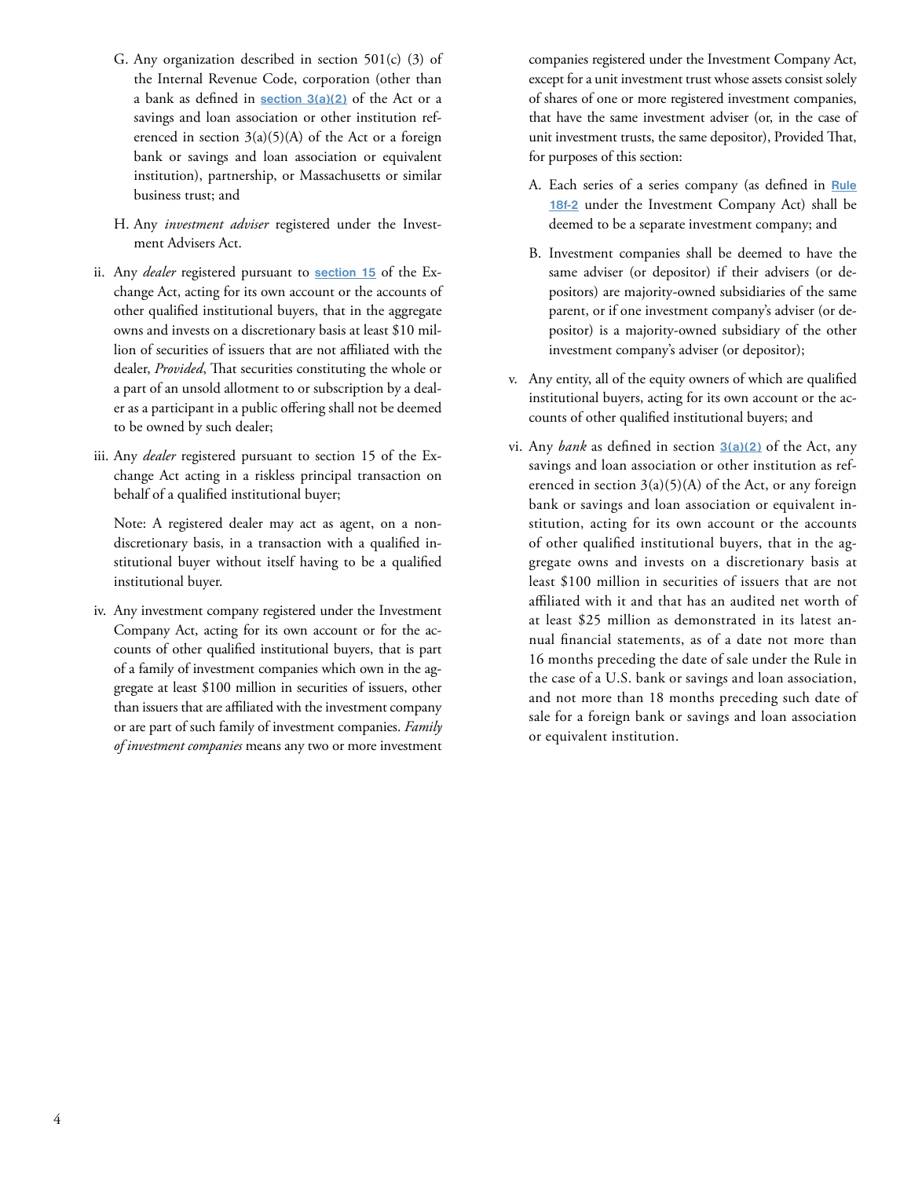G. Any organization described in section 501(c) (3) of the Internal Revenue Code, corporation (other than a bank as defined in section 3(a)(2) of the Act or a savings and loan association or other institution referenced in section 3(a)(5)(A) of the Act or a foreign bank or savings and loan association or equivalent institution), partnership, or Massachusetts or similar business trust; and

H. Any *investment adviser* registered under the Investment Advisers Act.

ii. Any *dealer* registered pursuant to section 15 of the Exchange Act, acting for its own account or the accounts of other qualified institutional buyers, that in the aggregate owns and invests on a discretionary basis at least $10 million of securities of issuers that are not affiliated with the dealer, *Provided*, That securities constituting the whole or a part of an unsold allotment to or subscription by a dealer as a participant in a public offering shall not be deemed to be owned by such dealer;

iii. Any *dealer* registered pursuant to section 15 of the Exchange Act acting in a riskless principal transaction on behalf of a qualified institutional buyer;

Note: A registered dealer may act as agent, on a non-discretionary basis, in a transaction with a qualified institutional buyer without itself having to be a qualified institutional buyer.

iv. Any investment company registered under the Investment Company Act, acting for its own account or for the accounts of other qualified institutional buyers, that is part of a family of investment companies which own in the aggregate at least $100 million in securities of issuers, other than issuers that are affiliated with the investment company or are part of such family of investment companies. *Family of investment companies* means any two or more investment companies registered under the Investment Company Act, except for a unit investment trust whose assets consist solely of shares of one or more registered investment companies, that have the same investment adviser (or, in the case of unit investment trusts, the same depositor), Provided That, for purposes of this section:

A. Each series of a series company (as defined in Rule 18f-2 under the Investment Company Act) shall be deemed to be a separate investment company; and

B. Investment companies shall be deemed to have the same adviser (or depositor) if their advisers (or depositors) are majority-owned subsidiaries of the same parent, or if one investment company's adviser (or depositor) is a majority-owned subsidiary of the other investment company's adviser (or depositor);

v. Any entity, all of the equity owners of which are qualified institutional buyers, acting for its own account or the accounts of other qualified institutional buyers; and

vi. Any *bank* as defined in section 3(a)(2) of the Act, any savings and loan association or other institution as referenced in section 3(a)(5)(A) of the Act, or any foreign bank or savings and loan association or equivalent institution, acting for its own account or the accounts of other qualified institutional buyers, that in the aggregate owns and invests on a discretionary basis at least $100 million in securities of issuers that are not affiliated with it and that has an audited net worth of at least $25 million as demonstrated in its latest annual financial statements, as of a date not more than 16 months preceding the date of sale under the Rule in the case of a U.S. bank or savings and loan association, and not more than 18 months preceding such date of sale for a foreign bank or savings and loan association or equivalent institution.